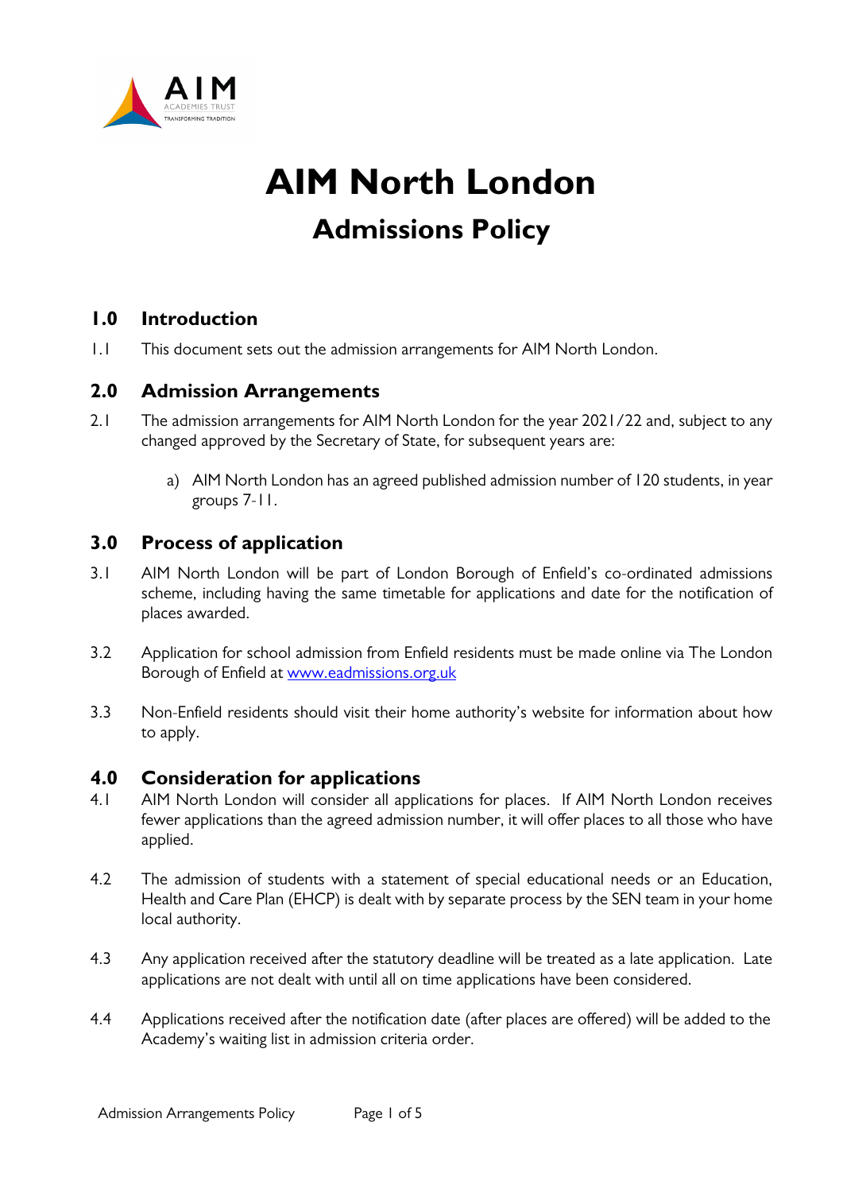# AIM North London

## Admissions Policy

### 1.0 Introduction

1.1 This document sets out the admission arrangements for AIM North London.

### 2.0 Admission Arrangements

2.1 The admission arrangements for AIM North London for the year 2021/22 and, subject to any changed approved by the Secretary of State, for subsequent years are:

a) AIM North London has an agreed published admission number of 120 students, in year groups 7-11.

### 3.0 Process of application

3.1 AIM North London will be part of London Borough of Enfield's co-ordinated admissions scheme, including having the same timetable for applications and date for the notification of places awarded.

3.2 Application for school admission from Enfield residents must be made online via The London Borough of Enfield at [www.eadmissions.org.uk](http://www.eadmissions.org.uk)

3.3 Non-Enfield residents should visit their home authority's website for information about how to apply.

### 4.0 Consideration for applications

4.1 AIM North London will consider all applications for places. If AIM North London receives fewer applications than the agreed admission number, it will offer places to all those who have applied.

4.2 The admission of students with a statement of special educational needs or an Education, Health and Care Plan (EHCP) is dealt with by separate process by the SEN team in your home local authority.

4.3 Any application received after the statutory deadline will be treated as a late application. Late applications are not dealt with until all on time applications have been considered.

4.4 Applications received after the notification date (after places are offered) will be added to the Academy's waiting list in admission criteria order.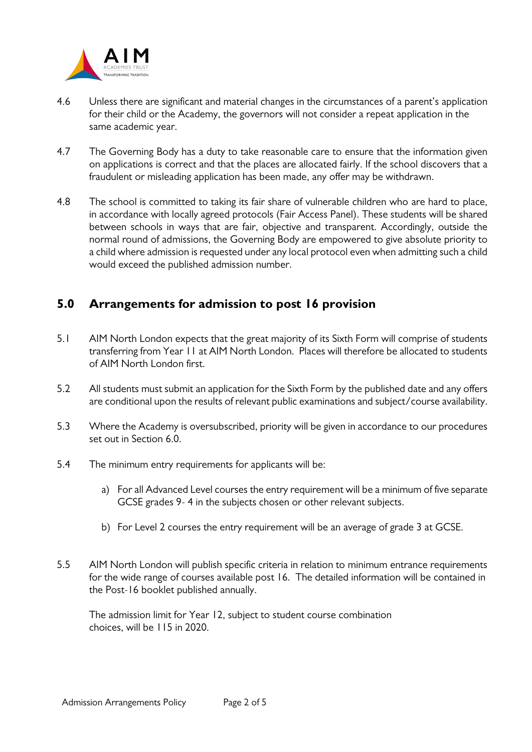4.6 Unless there are significant and material changes in the circumstances of a parent's application for their child or the Academy, the governors will not consider a repeat application in the same academic year.

4.7 The Governing Body has a duty to take reasonable care to ensure that the information given on applications is correct and that the places are allocated fairly. If the school discovers that a fraudulent or misleading application has been made, any offer may be withdrawn.

4.8 The school is committed to taking its fair share of vulnerable children who are hard to place, in accordance with locally agreed protocols (Fair Access Panel). These students will be shared between schools in ways that are fair, objective and transparent. Accordingly, outside the normal round of admissions, the Governing Body are empowered to give absolute priority to a child where admission is requested under any local protocol even when admitting such a child would exceed the published admission number.

## 5.0 Arrangements for admission to post 16 provision

5.1 AIM North London expects that the great majority of its Sixth Form will comprise of students transferring from Year 11 at AIM North London. Places will therefore be allocated to students of AIM North London first.

5.2 All students must submit an application for the Sixth Form by the published date and any offers are conditional upon the results of relevant public examinations and subject/course availability.

5.3 Where the Academy is oversubscribed, priority will be given in accordance to our procedures set out in Section 6.0.

5.4 The minimum entry requirements for applicants will be:

a) For all Advanced Level courses the entry requirement will be a minimum of five separate GCSE grades 9- 4 in the subjects chosen or other relevant subjects.

b) For Level 2 courses the entry requirement will be an average of grade 3 at GCSE.

5.5 AIM North London will publish specific criteria in relation to minimum entrance requirements for the wide range of courses available post 16. The detailed information will be contained in the Post-16 booklet published annually.

The admission limit for Year 12, subject to student course combination choices, will be 115 in 2020.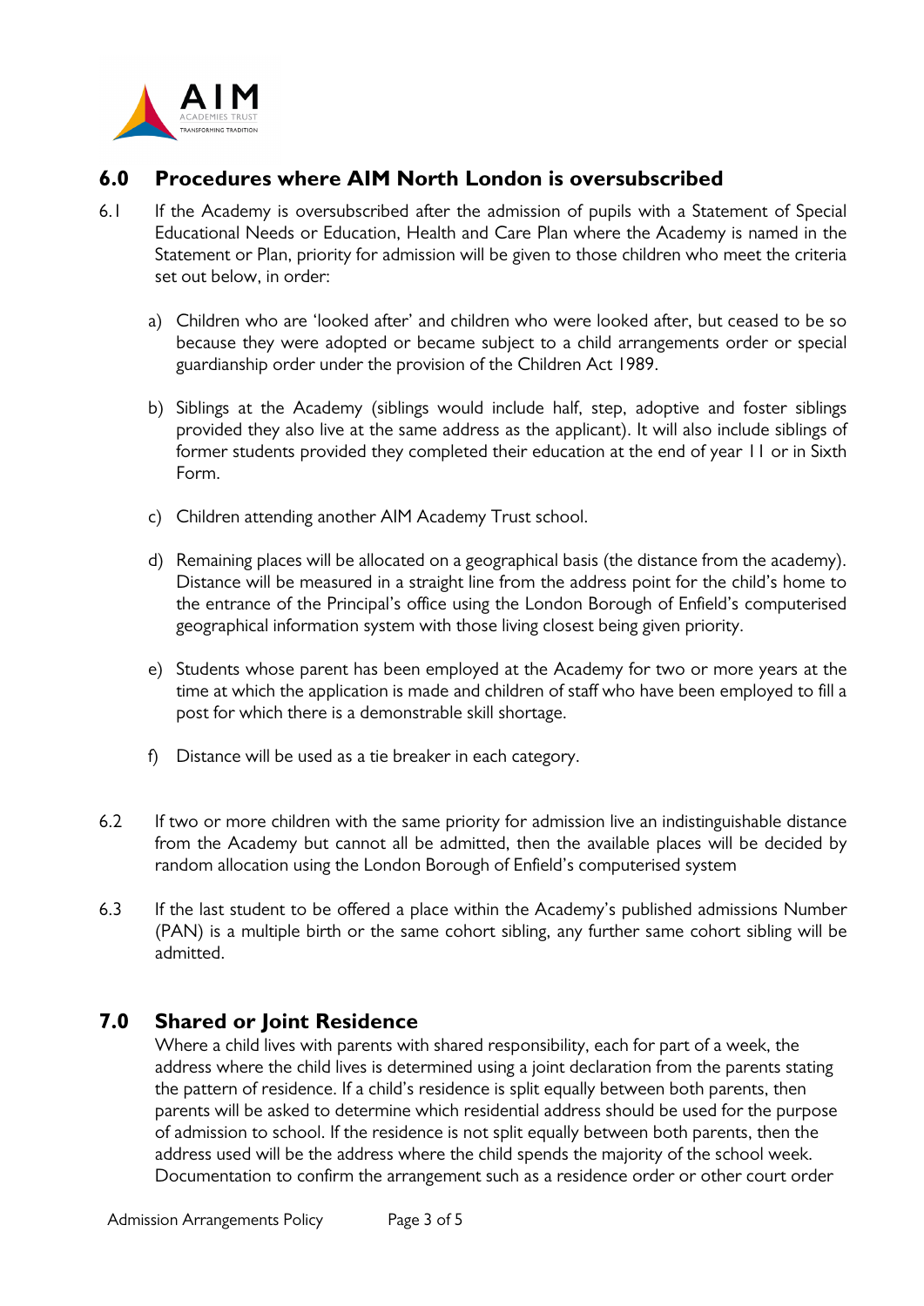## 6.0 Procedures where AIM North London is oversubscribed

6.1 If the Academy is oversubscribed after the admission of pupils with a Statement of Special Educational Needs or Education, Health and Care Plan where the Academy is named in the Statement or Plan, priority for admission will be given to those children who meet the criteria set out below, in order:

a) Children who are 'looked after' and children who were looked after, but ceased to be so because they were adopted or became subject to a child arrangements order or special guardianship order under the provision of the Children Act 1989.

b) Siblings at the Academy (siblings would include half, step, adoptive and foster siblings provided they also live at the same address as the applicant). It will also include siblings of former students provided they completed their education at the end of year 11 or in Sixth Form.

c) Children attending another AIM Academy Trust school.

d) Remaining places will be allocated on a geographical basis (the distance from the academy). Distance will be measured in a straight line from the address point for the child's home to the entrance of the Principal's office using the London Borough of Enfield's computerised geographical information system with those living closest being given priority.

e) Students whose parent has been employed at the Academy for two or more years at the time at which the application is made and children of staff who have been employed to fill a post for which there is a demonstrable skill shortage.

f) Distance will be used as a tie breaker in each category.

6.2 If two or more children with the same priority for admission live an indistinguishable distance from the Academy but cannot all be admitted, then the available places will be decided by random allocation using the London Borough of Enfield's computerised system

6.3 If the last student to be offered a place within the Academy's published admissions Number (PAN) is a multiple birth or the same cohort sibling, any further same cohort sibling will be admitted.

## 7.0 Shared or Joint Residence

Where a child lives with parents with shared responsibility, each for part of a week, the address where the child lives is determined using a joint declaration from the parents stating the pattern of residence. If a child's residence is split equally between both parents, then parents will be asked to determine which residential address should be used for the purpose of admission to school. If the residence is not split equally between both parents, then the address used will be the address where the child spends the majority of the school week. Documentation to confirm the arrangement such as a residence order or other court order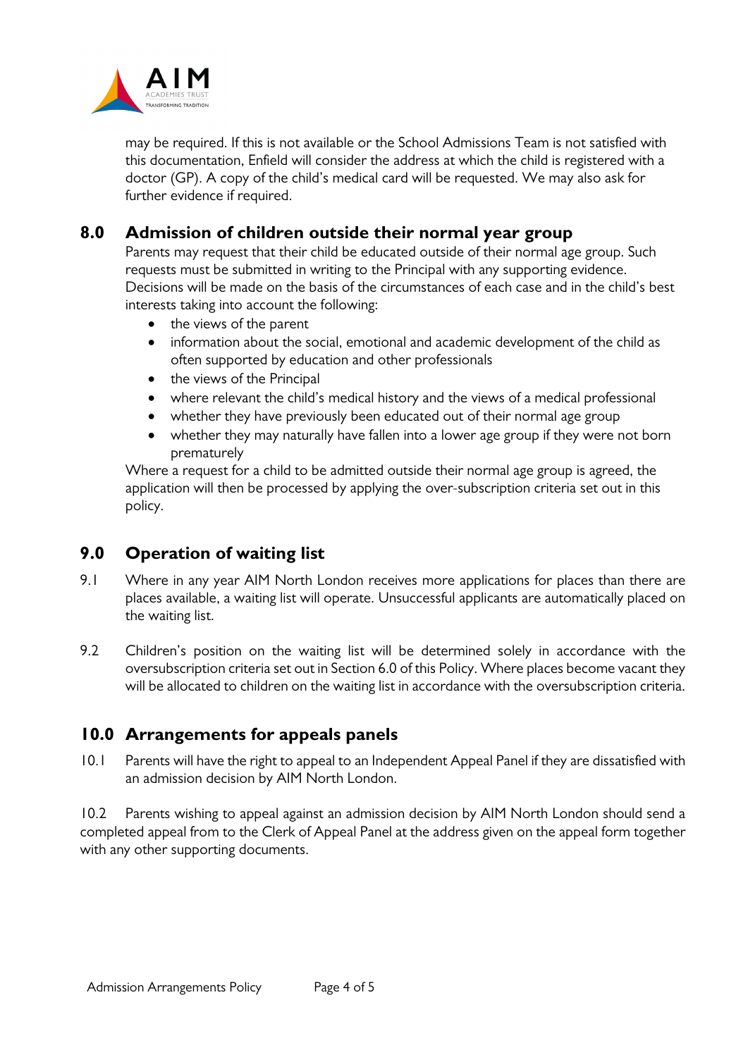may be required. If this is not available or the School Admissions Team is not satisfied with this documentation, Enfield will consider the address at which the child is registered with a doctor (GP). A copy of the child's medical card will be requested. We may also ask for further evidence if required.

## 8.0 Admission of children outside their normal year group

Parents may request that their child be educated outside of their normal age group. Such requests must be submitted in writing to the Principal with any supporting evidence. Decisions will be made on the basis of the circumstances of each case and in the child's best interests taking into account the following:

- the views of the parent
- information about the social, emotional and academic development of the child as often supported by education and other professionals
- the views of the Principal
- where relevant the child's medical history and the views of a medical professional
- whether they have previously been educated out of their normal age group
- whether they may naturally have fallen into a lower age group if they were not born prematurely

Where a request for a child to be admitted outside their normal age group is agreed, the application will then be processed by applying the over-subscription criteria set out in this policy.

## 9.0 Operation of waiting list

9.1 Where in any year AIM North London receives more applications for places than there are places available, a waiting list will operate. Unsuccessful applicants are automatically placed on the waiting list.

9.2 Children's position on the waiting list will be determined solely in accordance with the oversubscription criteria set out in Section 6.0 of this Policy. Where places become vacant they will be allocated to children on the waiting list in accordance with the oversubscription criteria.

## 10.0 Arrangements for appeals panels

10.1 Parents will have the right to appeal to an Independent Appeal Panel if they are dissatisfied with an admission decision by AIM North London.

10.2 Parents wishing to appeal against an admission decision by AIM North London should send a completed appeal from to the Clerk of Appeal Panel at the address given on the appeal form together with any other supporting documents.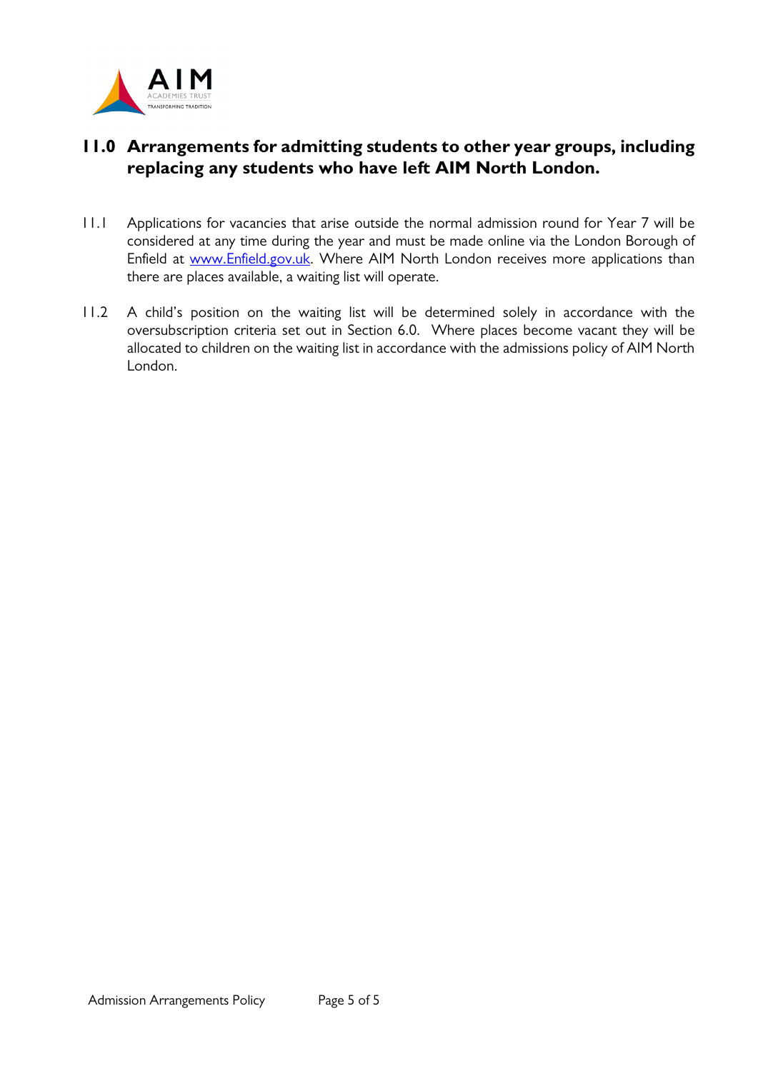## 11.0 Arrangements for admitting students to other year groups, including replacing any students who have left AIM North London.

11.1 Applications for vacancies that arise outside the normal admission round for Year 7 will be considered at any time during the year and must be made online via the London Borough of Enfield at www.Enfield.gov.uk. Where AIM North London receives more applications than there are places available, a waiting list will operate.

11.2 A child's position on the waiting list will be determined solely in accordance with the oversubscription criteria set out in Section 6.0. Where places become vacant they will be allocated to children on the waiting list in accordance with the admissions policy of AIM North London.